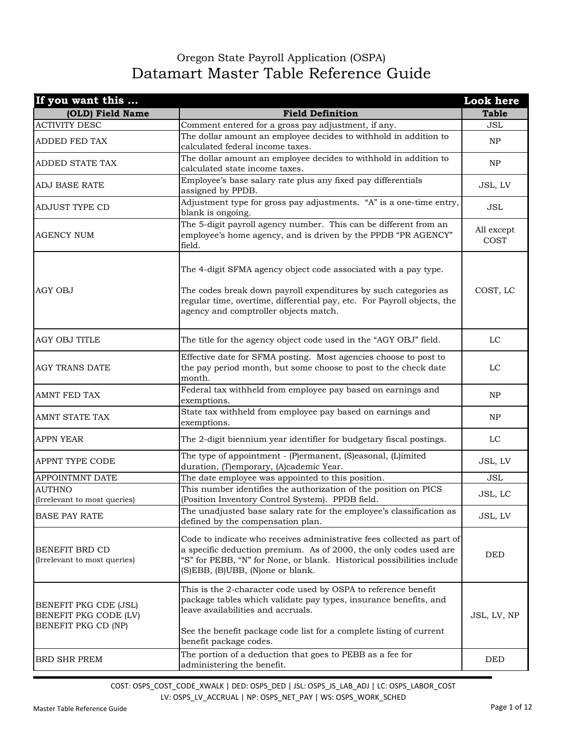Oregon State Payroll Application (OSPA)

# Datamart Master Table Reference Guide

| **If you want this ...** | | **Look here** |
|---|---|---|
| **(OLD) Field Name** | **Field Definition** | **Table** |
| ACTIVITY DESC | Comment entered for a gross pay adjustment, if any. | JSL |
| ADDED FED TAX | The dollar amount an employee decides to withhold in addition to calculated federal income taxes. | NP |
| ADDED STATE TAX | The dollar amount an employee decides to withhold in addition to calculated state income taxes. | NP |
| ADJ BASE RATE | Employee's base salary rate plus any fixed pay differentials assigned by PPDB. | JSL, LV |
| ADJUST TYPE CD | Adjustment type for gross pay adjustments. "A" is a one-time entry, blank is ongoing. | JSL |
| AGENCY NUM | The 5-digit payroll agency number. This can be different from an employee's home agency, and is driven by the PPDB "PR AGENCY" field. | All except COST |
| AGY OBJ | The 4-digit SFMA agency object code associated with a pay type.<br><br>The codes break down payroll expenditures by such categories as regular time, overtime, differential pay, etc. For Payroll objects, the agency and comptroller objects match. | COST, LC |
| AGY OBJ TITLE | The title for the agency object code used in the "AGY OBJ" field. | LC |
| AGY TRANS DATE | Effective date for SFMA posting. Most agencies choose to post to the pay period month, but some choose to post to the check date month. | LC |
| AMNT FED TAX | Federal tax withheld from employee pay based on earnings and exemptions. | NP |
| AMNT STATE TAX | State tax withheld from employee pay based on earnings and exemptions. | NP |
| APPN YEAR | The 2-digit biennium year identifier for budgetary fiscal postings. | LC |
| APPNT TYPE CODE | The type of appointment - (P)ermanent, (S)easonal, (L)imited duration, (T)emporary, (A)cademic Year. | JSL, LV |
| APPOINTMNT DATE | The date employee was appointed to this position. | JSL |
| AUTHNO<br>(Irrelevant to most queries) | This number identifies the authorization of the position on PICS (Position Inventory Control System). PPDB field. | JSL, LC |
| BASE PAY RATE | The unadjusted base salary rate for the employee's classification as defined by the compensation plan. | JSL, LV |
| BENEFIT BRD CD<br>(Irrelevant to most queries) | Code to indicate who receives administrative fees collected as part of a specific deduction premium. As of 2000, the only codes used are "S" for PEBB, "N" for None, or blank. Historical possibilities include (S)EBB, (B)UBB, (N)one or blank. | DED |
| BENEFIT PKG CDE (JSL)<br>BENEFIT PKG CODE (LV)<br>BENEFIT PKG CD (NP) | This is the 2-character code used by OSPA to reference benefit package tables which validate pay types, insurance benefits, and leave availabilities and accruals.<br><br>See the benefit package code list for a complete listing of current benefit package codes. | JSL, LV, NP |
| BRD SHR PREM | The portion of a deduction that goes to PEBB as a fee for administering the benefit. | DED |

COST: OSPS_COST_CODE_XWALK | DED: OSPS_DED | JSL: OSPS_JS_LAB_ADJ | LC: OSPS_LABOR_COST
LV: OSPS_LV_ACCRUAL | NP: OSPS_NET_PAY | WS: OSPS_WORK_SCHED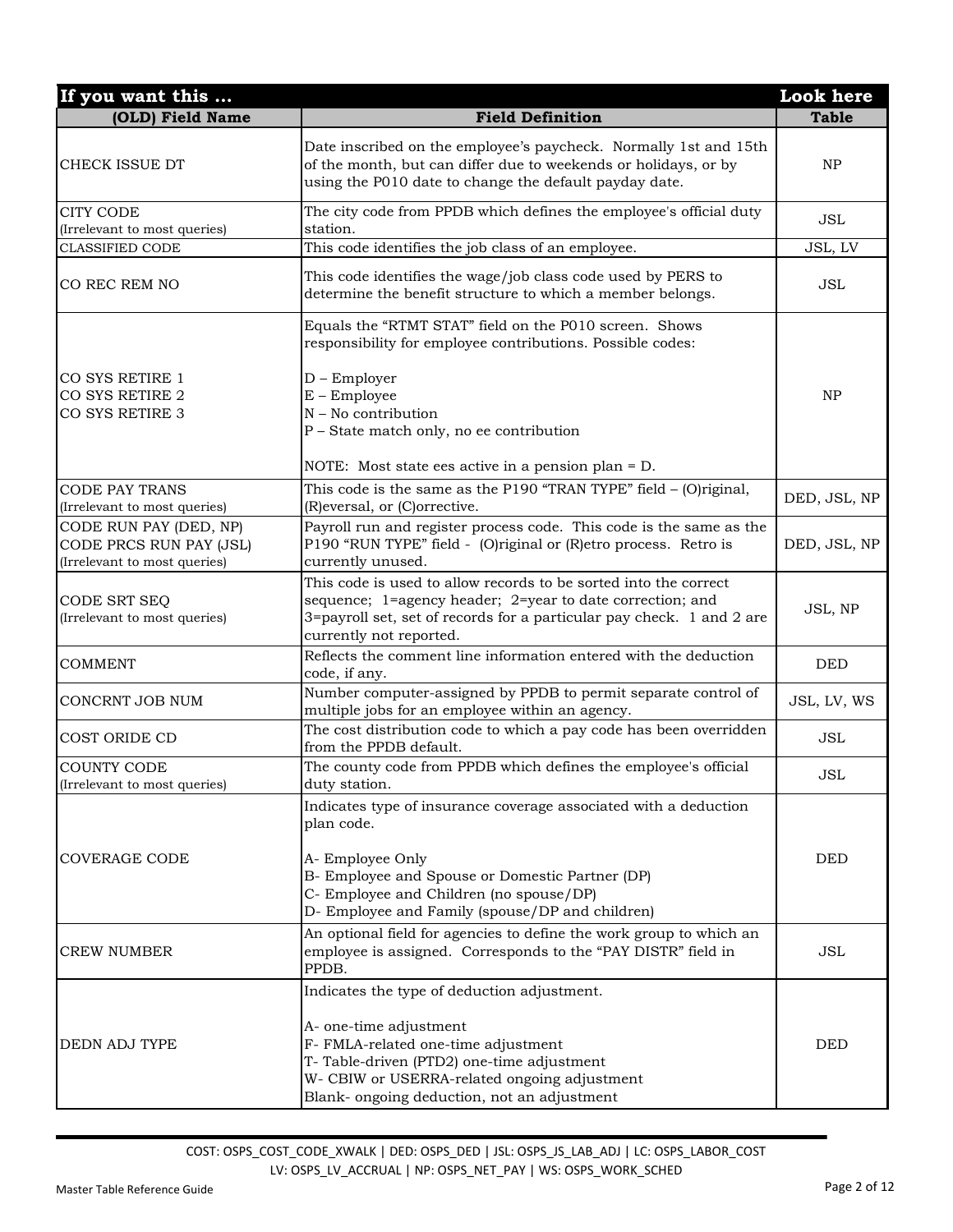| If you want this ... | | Look here |
|---|---|---|
| **(OLD) Field Name** | **Field Definition** | **Table** |
| CHECK ISSUE DT | Date inscribed on the employee's paycheck. Normally 1st and 15th of the month, but can differ due to weekends or holidays, or by using the P010 date to change the default payday date. | NP |
| CITY CODE<br>(Irrelevant to most queries) | The city code from PPDB which defines the employee's official duty station. | JSL |
| CLASSIFIED CODE | This code identifies the job class of an employee. | JSL, LV |
| CO REC REM NO | This code identifies the wage/job class code used by PERS to determine the benefit structure to which a member belongs. | JSL |
| CO SYS RETIRE 1<br>CO SYS RETIRE 2<br>CO SYS RETIRE 3 | Equals the "RTMT STAT" field on the P010 screen. Shows responsibility for employee contributions. Possible codes:<br><br>D – Employer<br>E – Employee<br>N – No contribution<br>P – State match only, no ee contribution<br><br>NOTE: Most state ees active in a pension plan = D. | NP |
| CODE PAY TRANS<br>(Irrelevant to most queries) | This code is the same as the P190 "TRAN TYPE" field – (O)riginal, (R)eversal, or (C)orrective. | DED, JSL, NP |
| CODE RUN PAY (DED, NP)<br>CODE PRCS RUN PAY (JSL)<br>(Irrelevant to most queries) | Payroll run and register process code. This code is the same as the P190 "RUN TYPE" field - (O)riginal or (R)etro process. Retro is currently unused. | DED, JSL, NP |
| CODE SRT SEQ<br>(Irrelevant to most queries) | This code is used to allow records to be sorted into the correct sequence; 1=agency header; 2=year to date correction; and 3=payroll set, set of records for a particular pay check. 1 and 2 are currently not reported. | JSL, NP |
| COMMENT | Reflects the comment line information entered with the deduction code, if any. | DED |
| CONCRNT JOB NUM | Number computer-assigned by PPDB to permit separate control of multiple jobs for an employee within an agency. | JSL, LV, WS |
| COST ORIDE CD | The cost distribution code to which a pay code has been overridden from the PPDB default. | JSL |
| COUNTY CODE<br>(Irrelevant to most queries) | The county code from PPDB which defines the employee's official duty station. | JSL |
| COVERAGE CODE | Indicates type of insurance coverage associated with a deduction plan code.<br><br>A- Employee Only<br>B- Employee and Spouse or Domestic Partner (DP)<br>C- Employee and Children (no spouse/DP)<br>D- Employee and Family (spouse/DP and children) | DED |
| CREW NUMBER | An optional field for agencies to define the work group to which an employee is assigned. Corresponds to the "PAY DISTR" field in PPDB. | JSL |
| DEDN ADJ TYPE | Indicates the type of deduction adjustment.<br><br>A- one-time adjustment<br>F- FMLA-related one-time adjustment<br>T- Table-driven (PTD2) one-time adjustment<br>W- CBIW or USERRA-related ongoing adjustment<br>Blank- ongoing deduction, not an adjustment | DED |

COST: OSPS_COST_CODE_XWALK | DED: OSPS_DED | JSL: OSPS_JS_LAB_ADJ | LC: OSPS_LABOR_COST
LV: OSPS_LV_ACCRUAL | NP: OSPS_NET_PAY | WS: OSPS_WORK_SCHED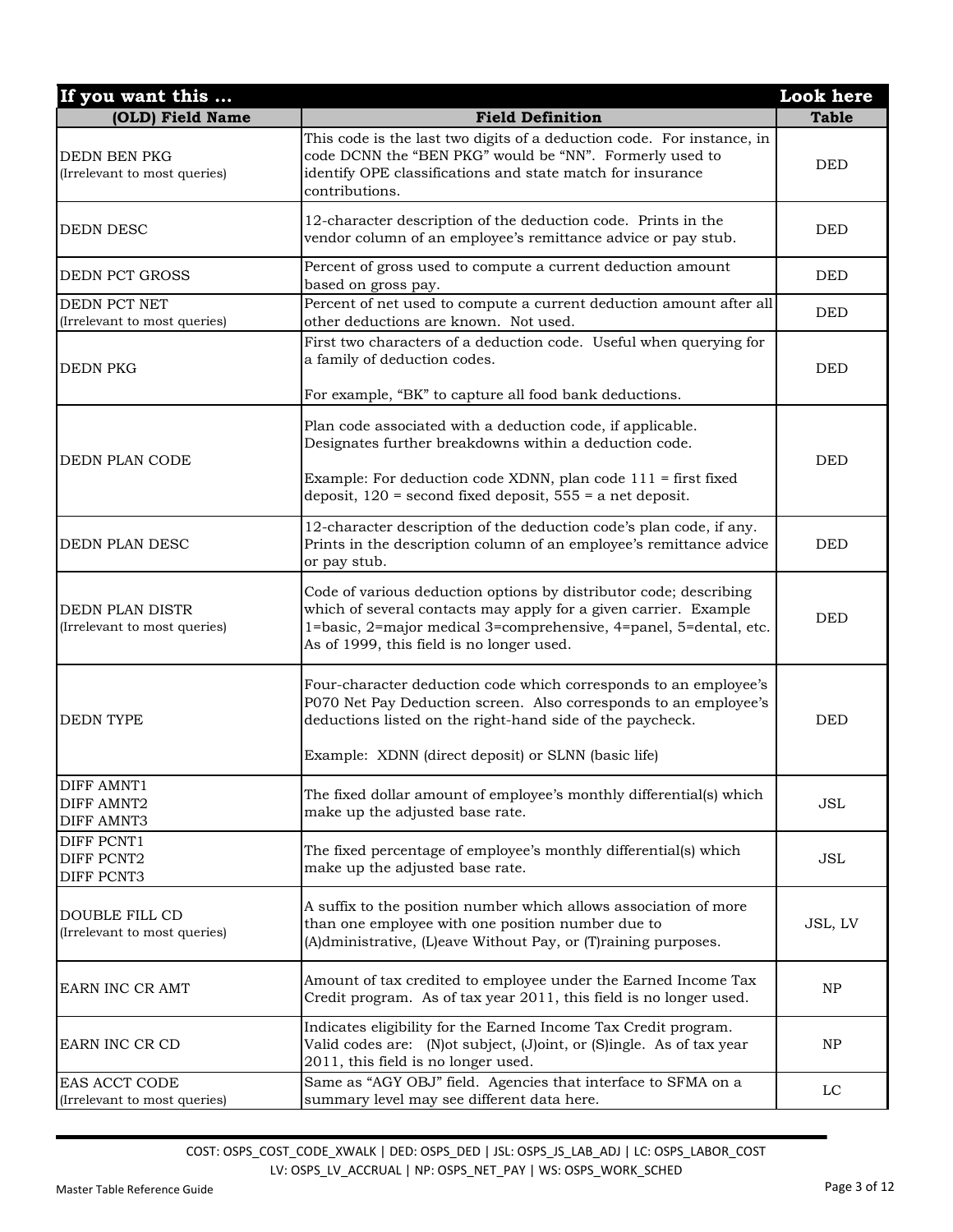| If you want this ... | | Look here |
|---|---|---|
| **(OLD) Field Name** | **Field Definition** | **Table** |
| DEDN BEN PKG<br>(Irrelevant to most queries) | This code is the last two digits of a deduction code. For instance, in code DCNN the "BEN PKG" would be "NN". Formerly used to identify OPE classifications and state match for insurance contributions. | DED |
| DEDN DESC | 12-character description of the deduction code. Prints in the vendor column of an employee's remittance advice or pay stub. | DED |
| DEDN PCT GROSS | Percent of gross used to compute a current deduction amount based on gross pay. | DED |
| DEDN PCT NET<br>(Irrelevant to most queries) | Percent of net used to compute a current deduction amount after all other deductions are known. Not used. | DED |
| DEDN PKG | First two characters of a deduction code. Useful when querying for a family of deduction codes.<br><br>For example, "BK" to capture all food bank deductions. | DED |
| DEDN PLAN CODE | Plan code associated with a deduction code, if applicable. Designates further breakdowns within a deduction code.<br><br>Example: For deduction code XDNN, plan code 111 = first fixed deposit, 120 = second fixed deposit, 555 = a net deposit. | DED |
| DEDN PLAN DESC | 12-character description of the deduction code's plan code, if any. Prints in the description column of an employee's remittance advice or pay stub. | DED |
| DEDN PLAN DISTR<br>(Irrelevant to most queries) | Code of various deduction options by distributor code; describing which of several contacts may apply for a given carrier. Example 1=basic, 2=major medical 3=comprehensive, 4=panel, 5=dental, etc. As of 1999, this field is no longer used. | DED |
| DEDN TYPE | Four-character deduction code which corresponds to an employee's P070 Net Pay Deduction screen. Also corresponds to an employee's deductions listed on the right-hand side of the paycheck.<br><br>Example: XDNN (direct deposit) or SLNN (basic life) | DED |
| DIFF AMNT1<br>DIFF AMNT2<br>DIFF AMNT3 | The fixed dollar amount of employee's monthly differential(s) which make up the adjusted base rate. | JSL |
| DIFF PCNT1<br>DIFF PCNT2<br>DIFF PCNT3 | The fixed percentage of employee's monthly differential(s) which make up the adjusted base rate. | JSL |
| DOUBLE FILL CD<br>(Irrelevant to most queries) | A suffix to the position number which allows association of more than one employee with one position number due to (A)dministrative, (L)eave Without Pay, or (T)raining purposes. | JSL, LV |
| EARN INC CR AMT | Amount of tax credited to employee under the Earned Income Tax Credit program. As of tax year 2011, this field is no longer used. | NP |
| EARN INC CR CD | Indicates eligibility for the Earned Income Tax Credit program. Valid codes are: (N)ot subject, (J)oint, or (S)ingle. As of tax year 2011, this field is no longer used. | NP |
| EAS ACCT CODE<br>(Irrelevant to most queries) | Same as "AGY OBJ" field. Agencies that interface to SFMA on a summary level may see different data here. | LC |

COST: OSPS_COST_CODE_XWALK | DED: OSPS_DED | JSL: OSPS_JS_LAB_ADJ | LC: OSPS_LABOR_COST
LV: OSPS_LV_ACCRUAL | NP: OSPS_NET_PAY | WS: OSPS_WORK_SCHED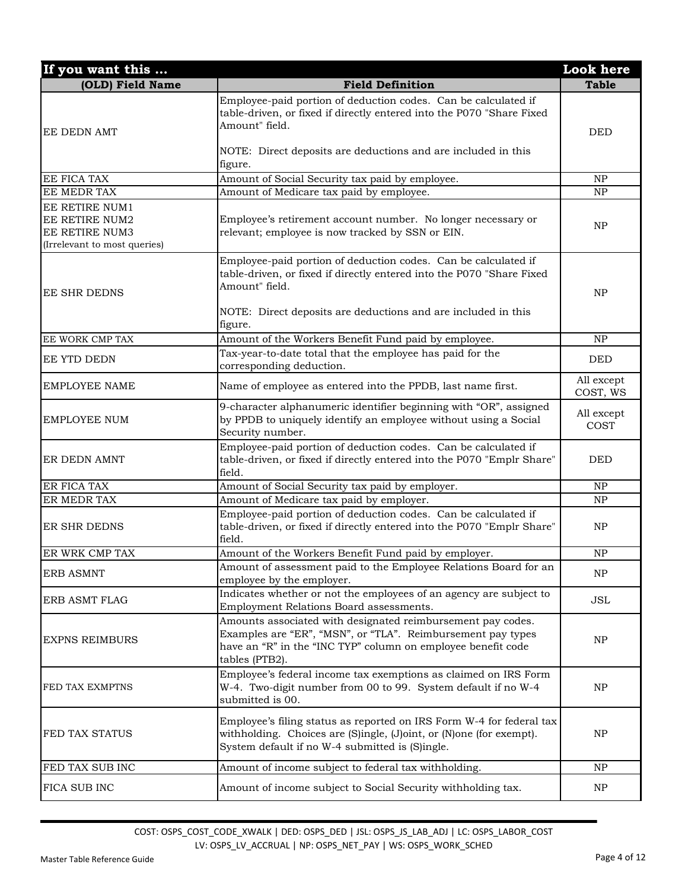| If you want this ... | | Look here |
|---|---|---|
| **(OLD) Field Name** | **Field Definition** | **Table** |
| EE DEDN AMT | Employee-paid portion of deduction codes. Can be calculated if table-driven, or fixed if directly entered into the P070 "Share Fixed Amount" field.<br><br>NOTE: Direct deposits are deductions and are included in this figure. | DED |
| EE FICA TAX | Amount of Social Security tax paid by employee. | NP |
| EE MEDR TAX | Amount of Medicare tax paid by employee. | NP |
| EE RETIRE NUM1<br>EE RETIRE NUM2<br>EE RETIRE NUM3<br>(Irrelevant to most queries) | Employee's retirement account number. No longer necessary or relevant; employee is now tracked by SSN or EIN. | NP |
| EE SHR DEDNS | Employee-paid portion of deduction codes. Can be calculated if table-driven, or fixed if directly entered into the P070 "Share Fixed Amount" field.<br><br>NOTE: Direct deposits are deductions and are included in this figure. | NP |
| EE WORK CMP TAX | Amount of the Workers Benefit Fund paid by employee. | NP |
| EE YTD DEDN | Tax-year-to-date total that the employee has paid for the corresponding deduction. | DED |
| EMPLOYEE NAME | Name of employee as entered into the PPDB, last name first. | All except COST, WS |
| EMPLOYEE NUM | 9-character alphanumeric identifier beginning with "OR", assigned by PPDB to uniquely identify an employee without using a Social Security number. | All except COST |
| ER DEDN AMNT | Employee-paid portion of deduction codes. Can be calculated if table-driven, or fixed if directly entered into the P070 "Emplr Share" field. | DED |
| ER FICA TAX | Amount of Social Security tax paid by employer. | NP |
| ER MEDR TAX | Amount of Medicare tax paid by employer. | NP |
| ER SHR DEDNS | Employee-paid portion of deduction codes. Can be calculated if table-driven, or fixed if directly entered into the P070 "Emplr Share" field. | NP |
| ER WRK CMP TAX | Amount of the Workers Benefit Fund paid by employer. | NP |
| ERB ASMNT | Amount of assessment paid to the Employee Relations Board for an employee by the employer. | NP |
| ERB ASMT FLAG | Indicates whether or not the employees of an agency are subject to Employment Relations Board assessments. | JSL |
| EXPNS REIMBURS | Amounts associated with designated reimbursement pay codes. Examples are "ER", "MSN", or "TLA". Reimbursement pay types have an "R" in the "INC TYP" column on employee benefit code tables (PTB2). | NP |
| FED TAX EXMPTNS | Employee's federal income tax exemptions as claimed on IRS Form W-4. Two-digit number from 00 to 99. System default if no W-4 submitted is 00. | NP |
| FED TAX STATUS | Employee's filing status as reported on IRS Form W-4 for federal tax withholding. Choices are (S)ingle, (J)oint, or (N)one (for exempt). System default if no W-4 submitted is (S)ingle. | NP |
| FED TAX SUB INC | Amount of income subject to federal tax withholding. | NP |
| FICA SUB INC | Amount of income subject to Social Security withholding tax. | NP |

COST: OSPS_COST_CODE_XWALK | DED: OSPS_DED | JSL: OSPS_JS_LAB_ADJ | LC: OSPS_LABOR_COST
LV: OSPS_LV_ACCRUAL | NP: OSPS_NET_PAY | WS: OSPS_WORK_SCHED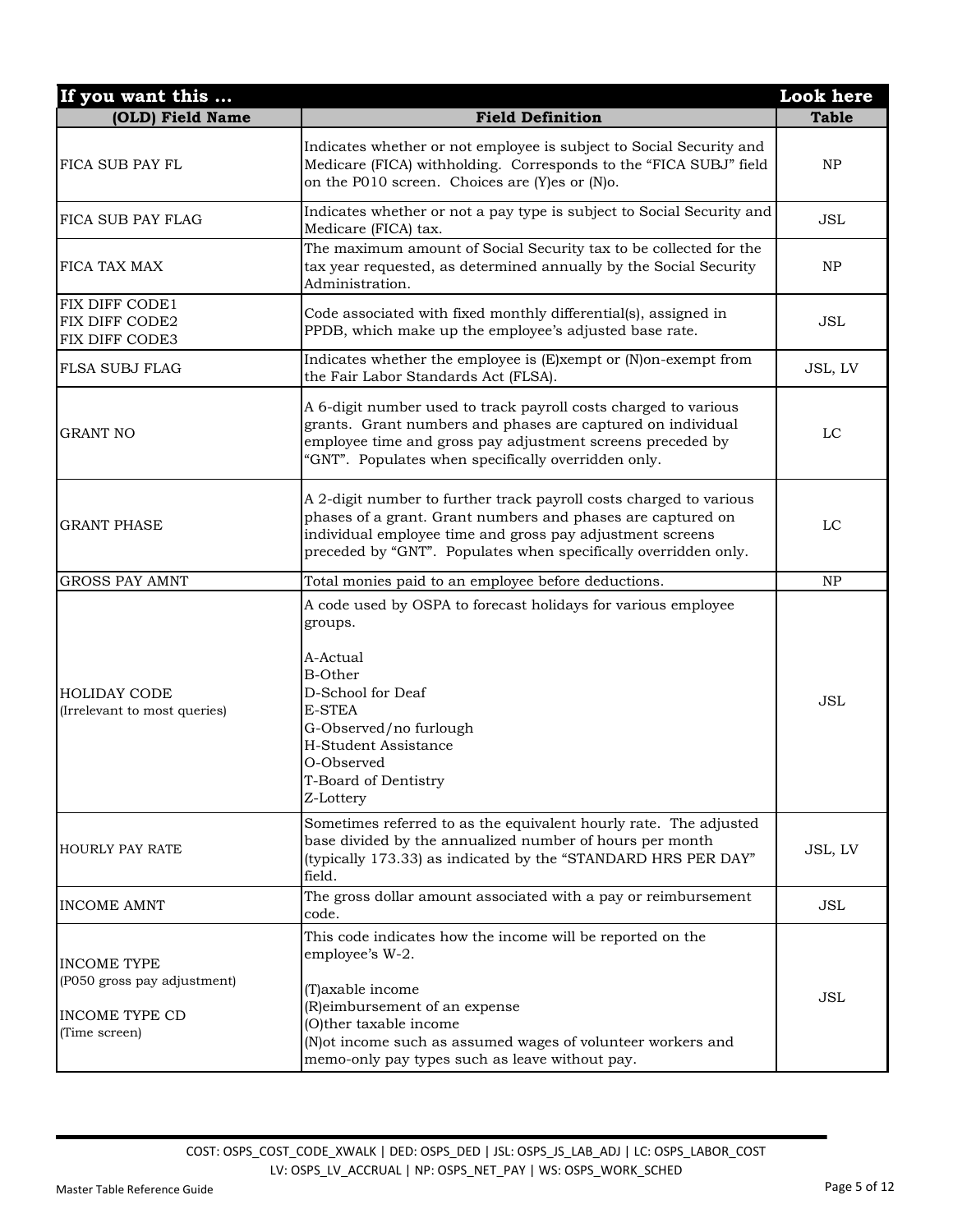| If you want this ... | | Look here |
|---|---|---|
| **(OLD) Field Name** | **Field Definition** | **Table** |
| FICA SUB PAY FL | Indicates whether or not employee is subject to Social Security and Medicare (FICA) withholding. Corresponds to the "FICA SUBJ" field on the P010 screen. Choices are (Y)es or (N)o. | NP |
| FICA SUB PAY FLAG | Indicates whether or not a pay type is subject to Social Security and Medicare (FICA) tax. | JSL |
| FICA TAX MAX | The maximum amount of Social Security tax to be collected for the tax year requested, as determined annually by the Social Security Administration. | NP |
| FIX DIFF CODE1<br>FIX DIFF CODE2<br>FIX DIFF CODE3 | Code associated with fixed monthly differential(s), assigned in PPDB, which make up the employee's adjusted base rate. | JSL |
| FLSA SUBJ FLAG | Indicates whether the employee is (E)xempt or (N)on-exempt from the Fair Labor Standards Act (FLSA). | JSL, LV |
| GRANT NO | A 6-digit number used to track payroll costs charged to various grants. Grant numbers and phases are captured on individual employee time and gross pay adjustment screens preceded by "GNT". Populates when specifically overridden only. | LC |
| GRANT PHASE | A 2-digit number to further track payroll costs charged to various phases of a grant. Grant numbers and phases are captured on individual employee time and gross pay adjustment screens preceded by "GNT". Populates when specifically overridden only. | LC |
| GROSS PAY AMNT | Total monies paid to an employee before deductions. | NP |
| HOLIDAY CODE<br>(Irrelevant to most queries) | A code used by OSPA to forecast holidays for various employee groups.<br><br>A-Actual<br>B-Other<br>D-School for Deaf<br>E-STEA<br>G-Observed/no furlough<br>H-Student Assistance<br>O-Observed<br>T-Board of Dentistry<br>Z-Lottery | JSL |
| HOURLY PAY RATE | Sometimes referred to as the equivalent hourly rate. The adjusted base divided by the annualized number of hours per month (typically 173.33) as indicated by the "STANDARD HRS PER DAY" field. | JSL, LV |
| INCOME AMNT | The gross dollar amount associated with a pay or reimbursement code. | JSL |
| INCOME TYPE<br>(P050 gross pay adjustment)<br><br>INCOME TYPE CD<br>(Time screen) | This code indicates how the income will be reported on the employee's W-2.<br><br>(T)axable income<br>(R)eimbursement of an expense<br>(O)ther taxable income<br>(N)ot income such as assumed wages of volunteer workers and memo-only pay types such as leave without pay. | JSL |

COST: OSPS_COST_CODE_XWALK | DED: OSPS_DED | JSL: OSPS_JS_LAB_ADJ | LC: OSPS_LABOR_COST
LV: OSPS_LV_ACCRUAL | NP: OSPS_NET_PAY | WS: OSPS_WORK_SCHED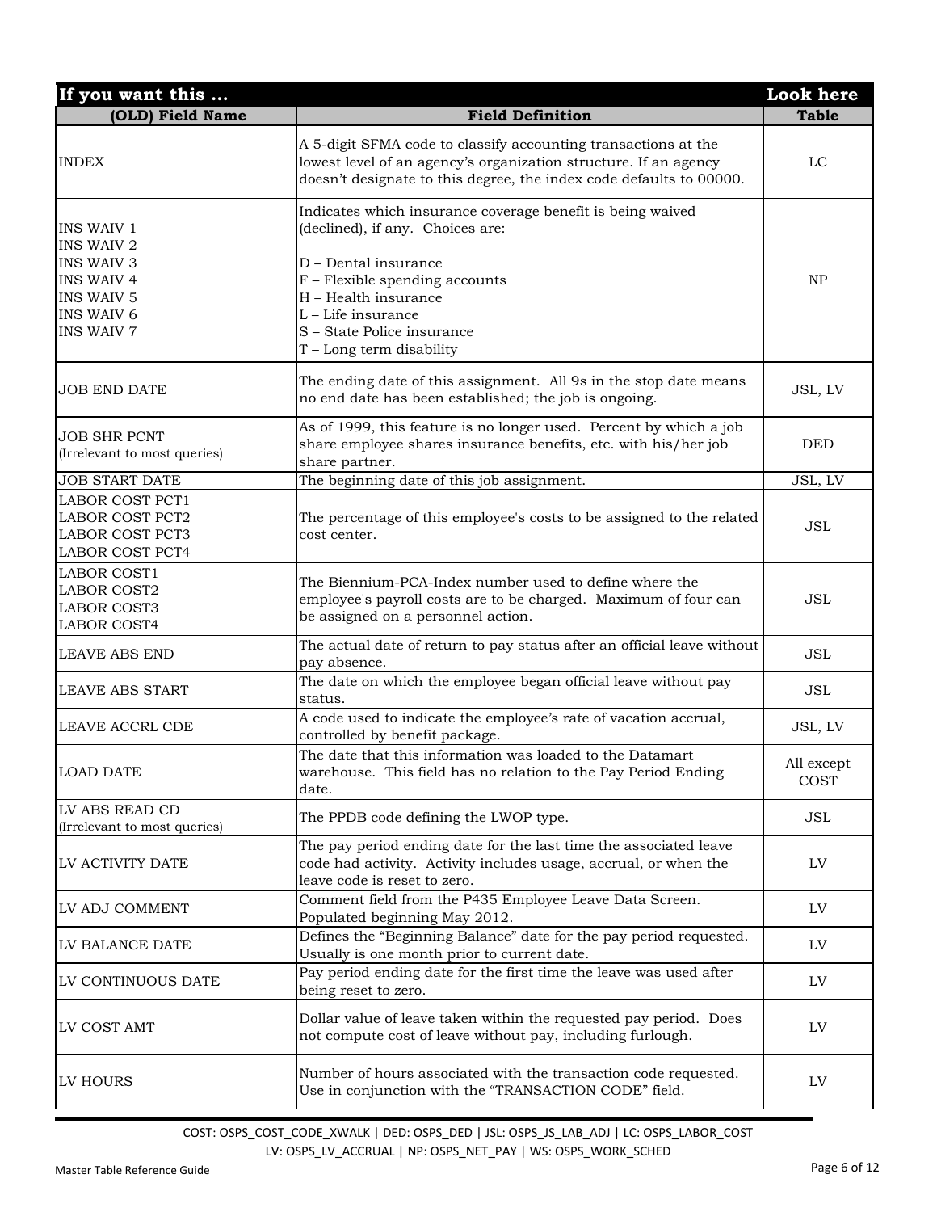| If you want this ... | | Look here |
|---|---|---|
| **(OLD) Field Name** | **Field Definition** | **Table** |
| INDEX | A 5-digit SFMA code to classify accounting transactions at the lowest level of an agency's organization structure. If an agency doesn't designate to this degree, the index code defaults to 00000. | LC |
| INS WAIV 1<br>INS WAIV 2<br>INS WAIV 3<br>INS WAIV 4<br>INS WAIV 5<br>INS WAIV 6<br>INS WAIV 7 | Indicates which insurance coverage benefit is being waived (declined), if any. Choices are:<br><br>D – Dental insurance<br>F – Flexible spending accounts<br>H – Health insurance<br>L – Life insurance<br>S – State Police insurance<br>T – Long term disability | NP |
| JOB END DATE | The ending date of this assignment. All 9s in the stop date means no end date has been established; the job is ongoing. | JSL, LV |
| JOB SHR PCNT<br>(Irrelevant to most queries) | As of 1999, this feature is no longer used. Percent by which a job share employee shares insurance benefits, etc. with his/her job share partner. | DED |
| JOB START DATE | The beginning date of this job assignment. | JSL, LV |
| LABOR COST PCT1<br>LABOR COST PCT2<br>LABOR COST PCT3<br>LABOR COST PCT4 | The percentage of this employee's costs to be assigned to the related cost center. | JSL |
| LABOR COST1<br>LABOR COST2<br>LABOR COST3<br>LABOR COST4 | The Biennium-PCA-Index number used to define where the employee's payroll costs are to be charged. Maximum of four can be assigned on a personnel action. | JSL |
| LEAVE ABS END | The actual date of return to pay status after an official leave without pay absence. | JSL |
| LEAVE ABS START | The date on which the employee began official leave without pay status. | JSL |
| LEAVE ACCRL CDE | A code used to indicate the employee's rate of vacation accrual, controlled by benefit package. | JSL, LV |
| LOAD DATE | The date that this information was loaded to the Datamart warehouse. This field has no relation to the Pay Period Ending date. | All except COST |
| LV ABS READ CD<br>(Irrelevant to most queries) | The PPDB code defining the LWOP type. | JSL |
| LV ACTIVITY DATE | The pay period ending date for the last time the associated leave code had activity. Activity includes usage, accrual, or when the leave code is reset to zero. | LV |
| LV ADJ COMMENT | Comment field from the P435 Employee Leave Data Screen. Populated beginning May 2012. | LV |
| LV BALANCE DATE | Defines the "Beginning Balance" date for the pay period requested. Usually is one month prior to current date. | LV |
| LV CONTINUOUS DATE | Pay period ending date for the first time the leave was used after being reset to zero. | LV |
| LV COST AMT | Dollar value of leave taken within the requested pay period. Does not compute cost of leave without pay, including furlough. | LV |
| LV HOURS | Number of hours associated with the transaction code requested. Use in conjunction with the "TRANSACTION CODE" field. | LV |

COST: OSPS_COST_CODE_XWALK | DED: OSPS_DED | JSL: OSPS_JS_LAB_ADJ | LC: OSPS_LABOR_COST
LV: OSPS_LV_ACCRUAL | NP: OSPS_NET_PAY | WS: OSPS_WORK_SCHED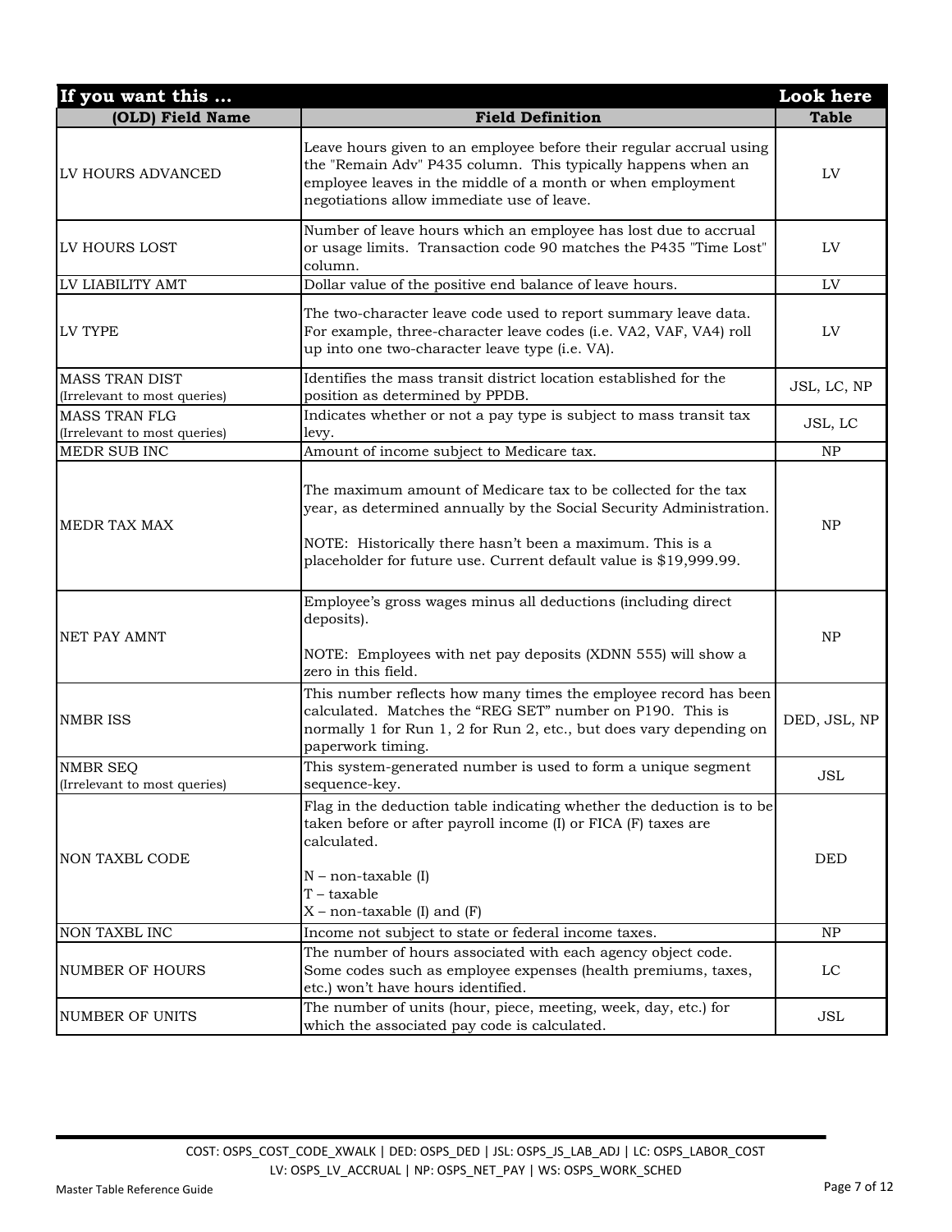| If you want this ... | | Look here |
|---|---|---|
| **(OLD) Field Name** | **Field Definition** | **Table** |
| LV HOURS ADVANCED | Leave hours given to an employee before their regular accrual using the "Remain Adv" P435 column. This typically happens when an employee leaves in the middle of a month or when employment negotiations allow immediate use of leave. | LV |
| LV HOURS LOST | Number of leave hours which an employee has lost due to accrual or usage limits. Transaction code 90 matches the P435 "Time Lost" column. | LV |
| LV LIABILITY AMT | Dollar value of the positive end balance of leave hours. | LV |
| LV TYPE | The two-character leave code used to report summary leave data. For example, three-character leave codes (i.e. VA2, VAF, VA4) roll up into one two-character leave type (i.e. VA). | LV |
| MASS TRAN DIST (Irrelevant to most queries) | Identifies the mass transit district location established for the position as determined by PPDB. | JSL, LC, NP |
| MASS TRAN FLG (Irrelevant to most queries) | Indicates whether or not a pay type is subject to mass transit tax levy. | JSL, LC |
| MEDR SUB INC | Amount of income subject to Medicare tax. | NP |
| MEDR TAX MAX | The maximum amount of Medicare tax to be collected for the tax year, as determined annually by the Social Security Administration.<br><br>NOTE: Historically there hasn't been a maximum. This is a placeholder for future use. Current default value is $19,999.99. | NP |
| NET PAY AMNT | Employee's gross wages minus all deductions (including direct deposits).<br><br>NOTE: Employees with net pay deposits (XDNN 555) will show a zero in this field. | NP |
| NMBR ISS | This number reflects how many times the employee record has been calculated. Matches the "REG SET" number on P190. This is normally 1 for Run 1, 2 for Run 2, etc., but does vary depending on paperwork timing. | DED, JSL, NP |
| NMBR SEQ (Irrelevant to most queries) | This system-generated number is used to form a unique segment sequence-key. | JSL |
| NON TAXBL CODE | Flag in the deduction table indicating whether the deduction is to be taken before or after payroll income (I) or FICA (F) taxes are calculated.<br><br>N – non-taxable (I)<br>T – taxable<br>X – non-taxable (I) and (F) | DED |
| NON TAXBL INC | Income not subject to state or federal income taxes. | NP |
| NUMBER OF HOURS | The number of hours associated with each agency object code. Some codes such as employee expenses (health premiums, taxes, etc.) won't have hours identified. | LC |
| NUMBER OF UNITS | The number of units (hour, piece, meeting, week, day, etc.) for which the associated pay code is calculated. | JSL |

COST: OSPS_COST_CODE_XWALK | DED: OSPS_DED | JSL: OSPS_JS_LAB_ADJ | LC: OSPS_LABOR_COST
LV: OSPS_LV_ACCRUAL | NP: OSPS_NET_PAY | WS: OSPS_WORK_SCHED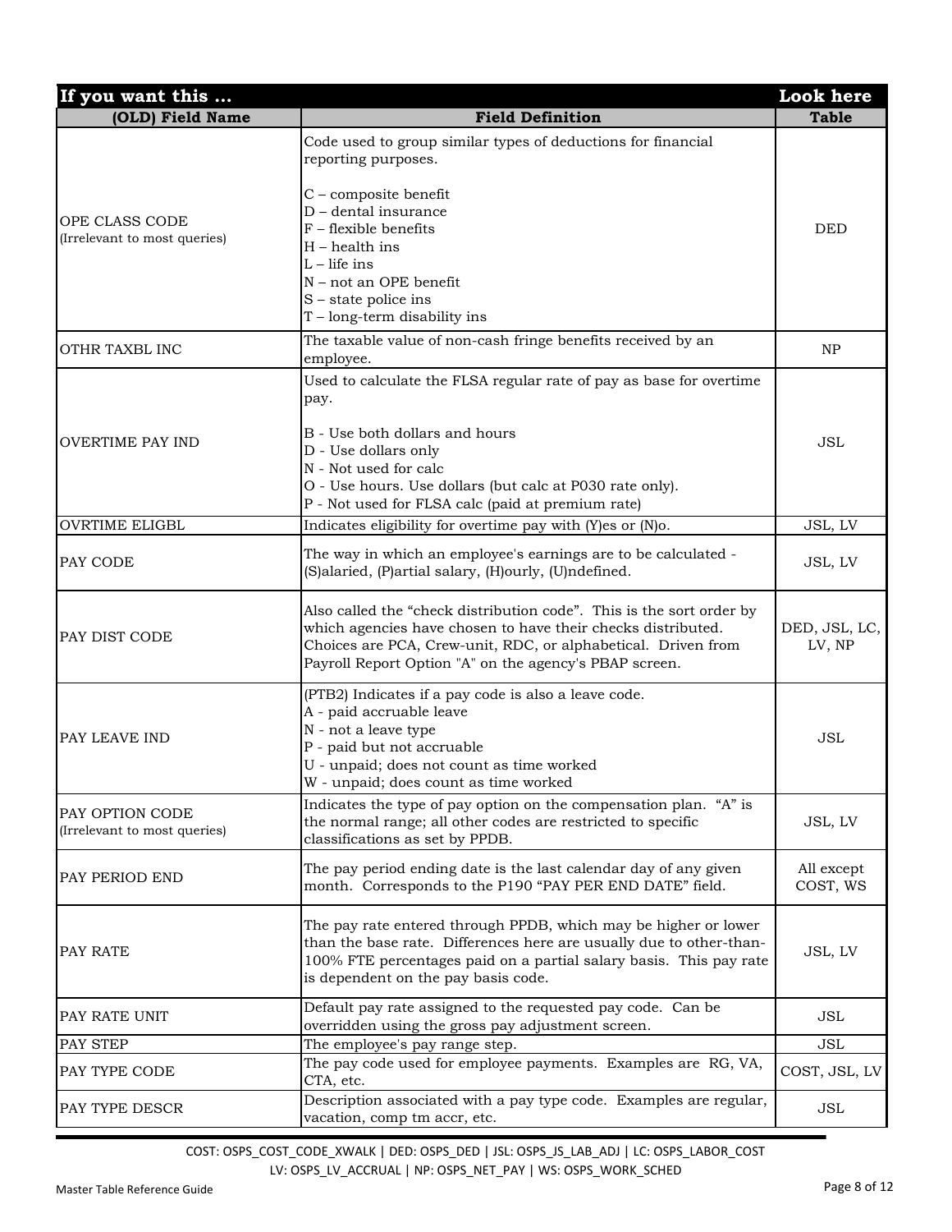| If you want this ... | | Look here |
|---|---|---|
| **(OLD) Field Name** | **Field Definition** | **Table** |
| OPE CLASS CODE (Irrelevant to most queries) | Code used to group similar types of deductions for financial reporting purposes.<br><br>C – composite benefit<br>D – dental insurance<br>F – flexible benefits<br>H – health ins<br>L – life ins<br>N – not an OPE benefit<br>S – state police ins<br>T – long-term disability ins | DED |
| OTHR TAXBL INC | The taxable value of non-cash fringe benefits received by an employee. | NP |
| OVERTIME PAY IND | Used to calculate the FLSA regular rate of pay as base for overtime pay.<br><br>B - Use both dollars and hours<br>D - Use dollars only<br>N - Not used for calc<br>O - Use hours. Use dollars (but calc at P030 rate only).<br>P - Not used for FLSA calc (paid at premium rate) | JSL |
| OVRTIME ELIGBL | Indicates eligibility for overtime pay with (Y)es or (N)o. | JSL, LV |
| PAY CODE | The way in which an employee's earnings are to be calculated - (S)alaried, (P)artial salary, (H)ourly, (U)ndefined. | JSL, LV |
| PAY DIST CODE | Also called the "check distribution code". This is the sort order by which agencies have chosen to have their checks distributed. Choices are PCA, Crew-unit, RDC, or alphabetical. Driven from Payroll Report Option "A" on the agency's PBAP screen. | DED, JSL, LC, LV, NP |
| PAY LEAVE IND | (PTB2) Indicates if a pay code is also a leave code.<br>A - paid accruable leave<br>N - not a leave type<br>P - paid but not accruable<br>U - unpaid; does not count as time worked<br>W - unpaid; does count as time worked | JSL |
| PAY OPTION CODE (Irrelevant to most queries) | Indicates the type of pay option on the compensation plan. "A" is the normal range; all other codes are restricted to specific classifications as set by PPDB. | JSL, LV |
| PAY PERIOD END | The pay period ending date is the last calendar day of any given month. Corresponds to the P190 "PAY PER END DATE" field. | All except COST, WS |
| PAY RATE | The pay rate entered through PPDB, which may be higher or lower than the base rate. Differences here are usually due to other-than-100% FTE percentages paid on a partial salary basis. This pay rate is dependent on the pay basis code. | JSL, LV |
| PAY RATE UNIT | Default pay rate assigned to the requested pay code. Can be overridden using the gross pay adjustment screen. | JSL |
| PAY STEP | The employee's pay range step. | JSL |
| PAY TYPE CODE | The pay code used for employee payments. Examples are RG, VA, CTA, etc. | COST, JSL, LV |
| PAY TYPE DESCR | Description associated with a pay type code. Examples are regular, vacation, comp tm accr, etc. | JSL |

COST: OSPS_COST_CODE_XWALK | DED: OSPS_DED | JSL: OSPS_JS_LAB_ADJ | LC: OSPS_LABOR_COST
LV: OSPS_LV_ACCRUAL | NP: OSPS_NET_PAY | WS: OSPS_WORK_SCHED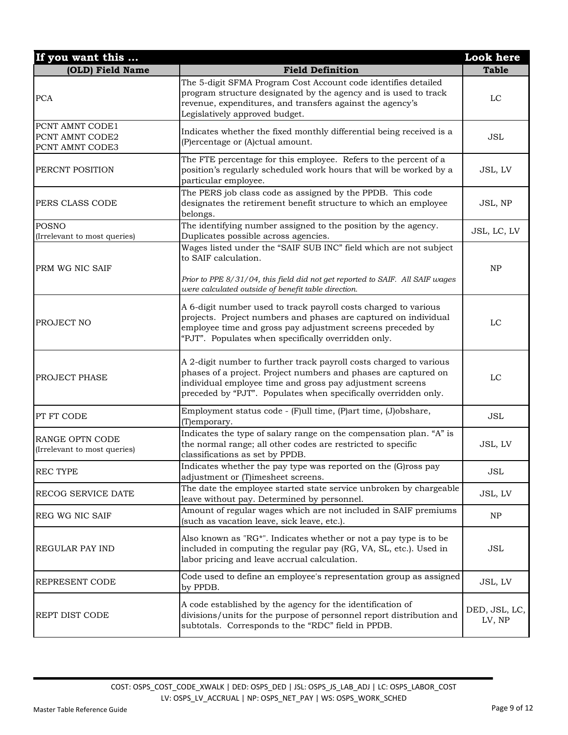| If you want this ... | | Look here |
|---|---|---|
| **(OLD) Field Name** | **Field Definition** | **Table** |
| PCA | The 5-digit SFMA Program Cost Account code identifies detailed program structure designated by the agency and is used to track revenue, expenditures, and transfers against the agency's Legislatively approved budget. | LC |
| PCNT AMNT CODE1<br>PCNT AMNT CODE2<br>PCNT AMNT CODE3 | Indicates whether the fixed monthly differential being received is a (P)ercentage or (A)ctual amount. | JSL |
| PERCNT POSITION | The FTE percentage for this employee. Refers to the percent of a position's regularly scheduled work hours that will be worked by a particular employee. | JSL, LV |
| PERS CLASS CODE | The PERS job class code as assigned by the PPDB. This code designates the retirement benefit structure to which an employee belongs. | JSL, NP |
| POSNO<br>(Irrelevant to most queries) | The identifying number assigned to the position by the agency. Duplicates possible across agencies. | JSL, LC, LV |
| PRM WG NIC SAIF | Wages listed under the "SAIF SUB INC" field which are not subject to SAIF calculation.<br><br>*Prior to PPE 8/31/04, this field did not get reported to SAIF. All SAIF wages were calculated outside of benefit table direction.* | NP |
| PROJECT NO | A 6-digit number used to track payroll costs charged to various projects. Project numbers and phases are captured on individual employee time and gross pay adjustment screens preceded by "PJT". Populates when specifically overridden only. | LC |
| PROJECT PHASE | A 2-digit number to further track payroll costs charged to various phases of a project. Project numbers and phases are captured on individual employee time and gross pay adjustment screens preceded by "PJT". Populates when specifically overridden only. | LC |
| PT FT CODE | Employment status code - (F)ull time, (P)art time, (J)obshare, (T)emporary. | JSL |
| RANGE OPTN CODE<br>(Irrelevant to most queries) | Indicates the type of salary range on the compensation plan. "A" is the normal range; all other codes are restricted to specific classifications as set by PPDB. | JSL, LV |
| REC TYPE | Indicates whether the pay type was reported on the (G)ross pay adjustment or (T)imesheet screens. | JSL |
| RECOG SERVICE DATE | The date the employee started state service unbroken by chargeable leave without pay. Determined by personnel. | JSL, LV |
| REG WG NIC SAIF | Amount of regular wages which are not included in SAIF premiums (such as vacation leave, sick leave, etc.). | NP |
| REGULAR PAY IND | Also known as "RG*". Indicates whether or not a pay type is to be included in computing the regular pay (RG, VA, SL, etc.). Used in labor pricing and leave accrual calculation. | JSL |
| REPRESENT CODE | Code used to define an employee's representation group as assigned by PPDB. | JSL, LV |
| REPT DIST CODE | A code established by the agency for the identification of divisions/units for the purpose of personnel report distribution and subtotals. Corresponds to the "RDC" field in PPDB. | DED, JSL, LC, LV, NP |

COST: OSPS_COST_CODE_XWALK | DED: OSPS_DED | JSL: OSPS_JS_LAB_ADJ | LC: OSPS_LABOR_COST
LV: OSPS_LV_ACCRUAL | NP: OSPS_NET_PAY | WS: OSPS_WORK_SCHED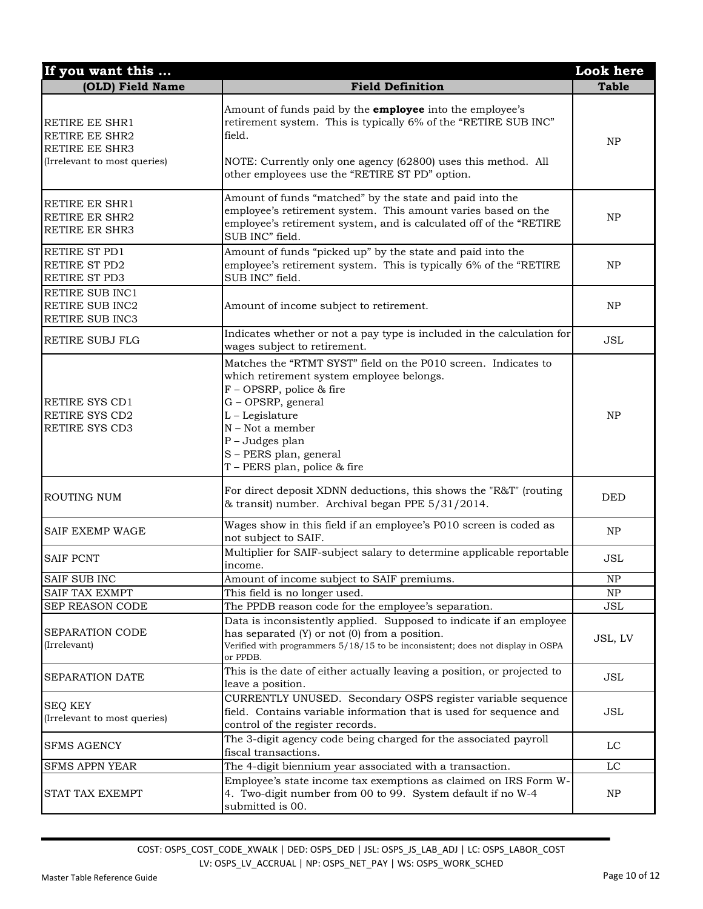| If you want this ... | | Look here |
|---|---|---|
| **(OLD) Field Name** | **Field Definition** | **Table** |
| RETIRE EE SHR1<br>RETIRE EE SHR2<br>RETIRE EE SHR3<br>(Irrelevant to most queries) | Amount of funds paid by the **employee** into the employee's retirement system. This is typically 6% of the "RETIRE SUB INC" field.<br><br>NOTE: Currently only one agency (62800) uses this method. All other employees use the "RETIRE ST PD" option. | NP |
| RETIRE ER SHR1<br>RETIRE ER SHR2<br>RETIRE ER SHR3 | Amount of funds "matched" by the state and paid into the employee's retirement system. This amount varies based on the employee's retirement system, and is calculated off of the "RETIRE SUB INC" field. | NP |
| RETIRE ST PD1<br>RETIRE ST PD2<br>RETIRE ST PD3 | Amount of funds "picked up" by the state and paid into the employee's retirement system. This is typically 6% of the "RETIRE SUB INC" field. | NP |
| RETIRE SUB INC1<br>RETIRE SUB INC2<br>RETIRE SUB INC3 | Amount of income subject to retirement. | NP |
| RETIRE SUBJ FLG | Indicates whether or not a pay type is included in the calculation for wages subject to retirement. | JSL |
| RETIRE SYS CD1<br>RETIRE SYS CD2<br>RETIRE SYS CD3 | Matches the "RTMT SYST" field on the P010 screen. Indicates to which retirement system employee belongs.<br>F – OPSRP, police & fire<br>G – OPSRP, general<br>L – Legislature<br>N – Not a member<br>P – Judges plan<br>S – PERS plan, general<br>T – PERS plan, police & fire | NP |
| ROUTING NUM | For direct deposit XDNN deductions, this shows the "R&T" (routing & transit) number. Archival began PPE 5/31/2014. | DED |
| SAIF EXEMP WAGE | Wages show in this field if an employee's P010 screen is coded as not subject to SAIF. | NP |
| SAIF PCNT | Multiplier for SAIF-subject salary to determine applicable reportable income. | JSL |
| SAIF SUB INC | Amount of income subject to SAIF premiums. | NP |
| SAIF TAX EXMPT | This field is no longer used. | NP |
| SEP REASON CODE | The PPDB reason code for the employee's separation. | JSL |
| SEPARATION CODE<br>(Irrelevant) | Data is inconsistently applied. Supposed to indicate if an employee has separated (Y) or not (0) from a position.<br>Verified with programmers 5/18/15 to be inconsistent; does not display in OSPA or PPDB. | JSL, LV |
| SEPARATION DATE | This is the date of either actually leaving a position, or projected to leave a position. | JSL |
| SEQ KEY<br>(Irrelevant to most queries) | CURRENTLY UNUSED. Secondary OSPS register variable sequence field. Contains variable information that is used for sequence and control of the register records. | JSL |
| SFMS AGENCY | The 3-digit agency code being charged for the associated payroll fiscal transactions. | LC |
| SFMS APPN YEAR | The 4-digit biennium year associated with a transaction. | LC |
| STAT TAX EXEMPT | Employee's state income tax exemptions as claimed on IRS Form W-4. Two-digit number from 00 to 99. System default if no W-4 submitted is 00. | NP |

COST: OSPS_COST_CODE_XWALK | DED: OSPS_DED | JSL: OSPS_JS_LAB_ADJ | LC: OSPS_LABOR_COST
LV: OSPS_LV_ACCRUAL | NP: OSPS_NET_PAY | WS: OSPS_WORK_SCHED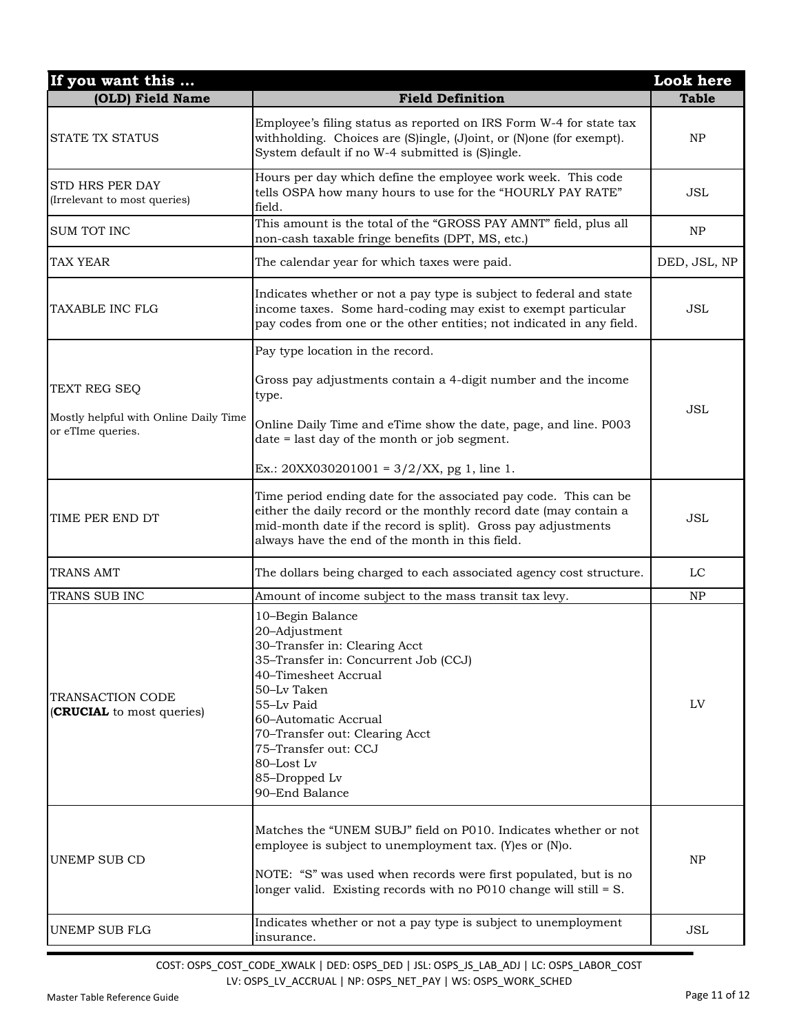| If you want this ... | | Look here |
|---|---|---|
| **(OLD) Field Name** | **Field Definition** | **Table** |
| STATE TX STATUS | Employee's filing status as reported on IRS Form W-4 for state tax withholding. Choices are (S)ingle, (J)oint, or (N)one (for exempt). System default if no W-4 submitted is (S)ingle. | NP |
| STD HRS PER DAY<br>(Irrelevant to most queries) | Hours per day which define the employee work week. This code tells OSPA how many hours to use for the "HOURLY PAY RATE" field. | JSL |
| SUM TOT INC | This amount is the total of the "GROSS PAY AMNT" field, plus all non-cash taxable fringe benefits (DPT, MS, etc.) | NP |
| TAX YEAR | The calendar year for which taxes were paid. | DED, JSL, NP |
| TAXABLE INC FLG | Indicates whether or not a pay type is subject to federal and state income taxes. Some hard-coding may exist to exempt particular pay codes from one or the other entities; not indicated in any field. | JSL |
| TEXT REG SEQ<br><br>Mostly helpful with Online Daily Time or eTIme queries. | Pay type location in the record.<br><br>Gross pay adjustments contain a 4-digit number and the income type.<br><br>Online Daily Time and eTime show the date, page, and line. P003 date = last day of the month or job segment.<br><br>Ex.: 20XX030201001 = 3/2/XX, pg 1, line 1. | JSL |
| TIME PER END DT | Time period ending date for the associated pay code. This can be either the daily record or the monthly record date (may contain a mid-month date if the record is split). Gross pay adjustments always have the end of the month in this field. | JSL |
| TRANS AMT | The dollars being charged to each associated agency cost structure. | LC |
| TRANS SUB INC | Amount of income subject to the mass transit tax levy. | NP |
| TRANSACTION CODE<br>(**CRUCIAL** to most queries) | 10–Begin Balance<br>20–Adjustment<br>30–Transfer in: Clearing Acct<br>35–Transfer in: Concurrent Job (CCJ)<br>40–Timesheet Accrual<br>50–Lv Taken<br>55–Lv Paid<br>60–Automatic Accrual<br>70–Transfer out: Clearing Acct<br>75–Transfer out: CCJ<br>80–Lost Lv<br>85–Dropped Lv<br>90–End Balance | LV |
| UNEMP SUB CD | Matches the "UNEM SUBJ" field on P010. Indicates whether or not employee is subject to unemployment tax. (Y)es or (N)o.<br><br>NOTE: "S" was used when records were first populated, but is no longer valid. Existing records with no P010 change will still = S. | NP |
| UNEMP SUB FLG | Indicates whether or not a pay type is subject to unemployment insurance. | JSL |

COST: OSPS_COST_CODE_XWALK | DED: OSPS_DED | JSL: OSPS_JS_LAB_ADJ | LC: OSPS_LABOR_COST
LV: OSPS_LV_ACCRUAL | NP: OSPS_NET_PAY | WS: OSPS_WORK_SCHED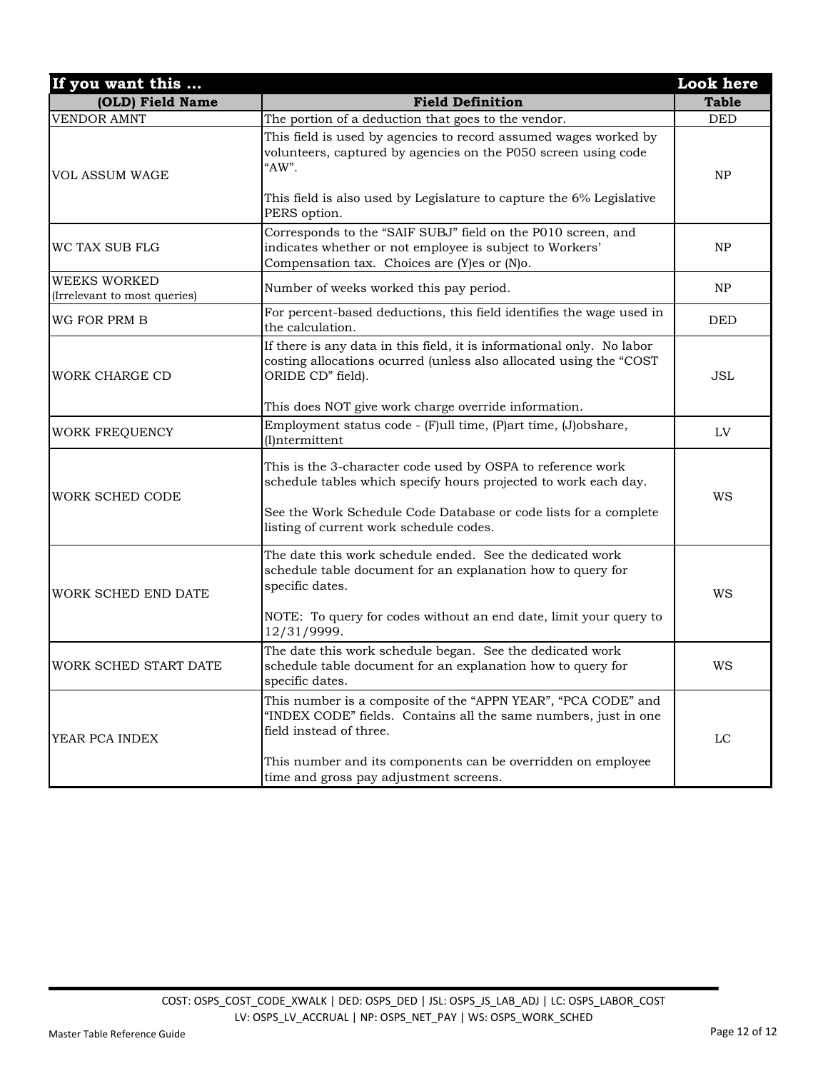| If you want this ... | | Look here |
| --- | --- | --- |
| **(OLD) Field Name** | **Field Definition** | **Table** |
| VENDOR AMNT | The portion of a deduction that goes to the vendor. | DED |
| VOL ASSUM WAGE | This field is used by agencies to record assumed wages worked by volunteers, captured by agencies on the P050 screen using code "AW".<br><br>This field is also used by Legislature to capture the 6% Legislative PERS option. | NP |
| WC TAX SUB FLG | Corresponds to the "SAIF SUBJ" field on the P010 screen, and indicates whether or not employee is subject to Workers' Compensation tax. Choices are (Y)es or (N)o. | NP |
| WEEKS WORKED (Irrelevant to most queries) | Number of weeks worked this pay period. | NP |
| WG FOR PRM B | For percent-based deductions, this field identifies the wage used in the calculation. | DED |
| WORK CHARGE CD | If there is any data in this field, it is informational only. No labor costing allocations ocurred (unless also allocated using the "COST ORIDE CD" field).<br><br>This does NOT give work charge override information. | JSL |
| WORK FREQUENCY | Employment status code - (F)ull time, (P)art time, (J)obshare, (I)ntermittent | LV |
| WORK SCHED CODE | This is the 3-character code used by OSPA to reference work schedule tables which specify hours projected to work each day.<br><br>See the Work Schedule Code Database or code lists for a complete listing of current work schedule codes. | WS |
| WORK SCHED END DATE | The date this work schedule ended. See the dedicated work schedule table document for an explanation how to query for specific dates.<br><br>NOTE: To query for codes without an end date, limit your query to 12/31/9999. | WS |
| WORK SCHED START DATE | The date this work schedule began. See the dedicated work schedule table document for an explanation how to query for specific dates. | WS |
| YEAR PCA INDEX | This number is a composite of the "APPN YEAR", "PCA CODE" and "INDEX CODE" fields. Contains all the same numbers, just in one field instead of three.<br><br>This number and its components can be overridden on employee time and gross pay adjustment screens. | LC |

COST: OSPS_COST_CODE_XWALK | DED: OSPS_DED | JSL: OSPS_JS_LAB_ADJ | LC: OSPS_LABOR_COST
LV: OSPS_LV_ACCRUAL | NP: OSPS_NET_PAY | WS: OSPS_WORK_SCHED